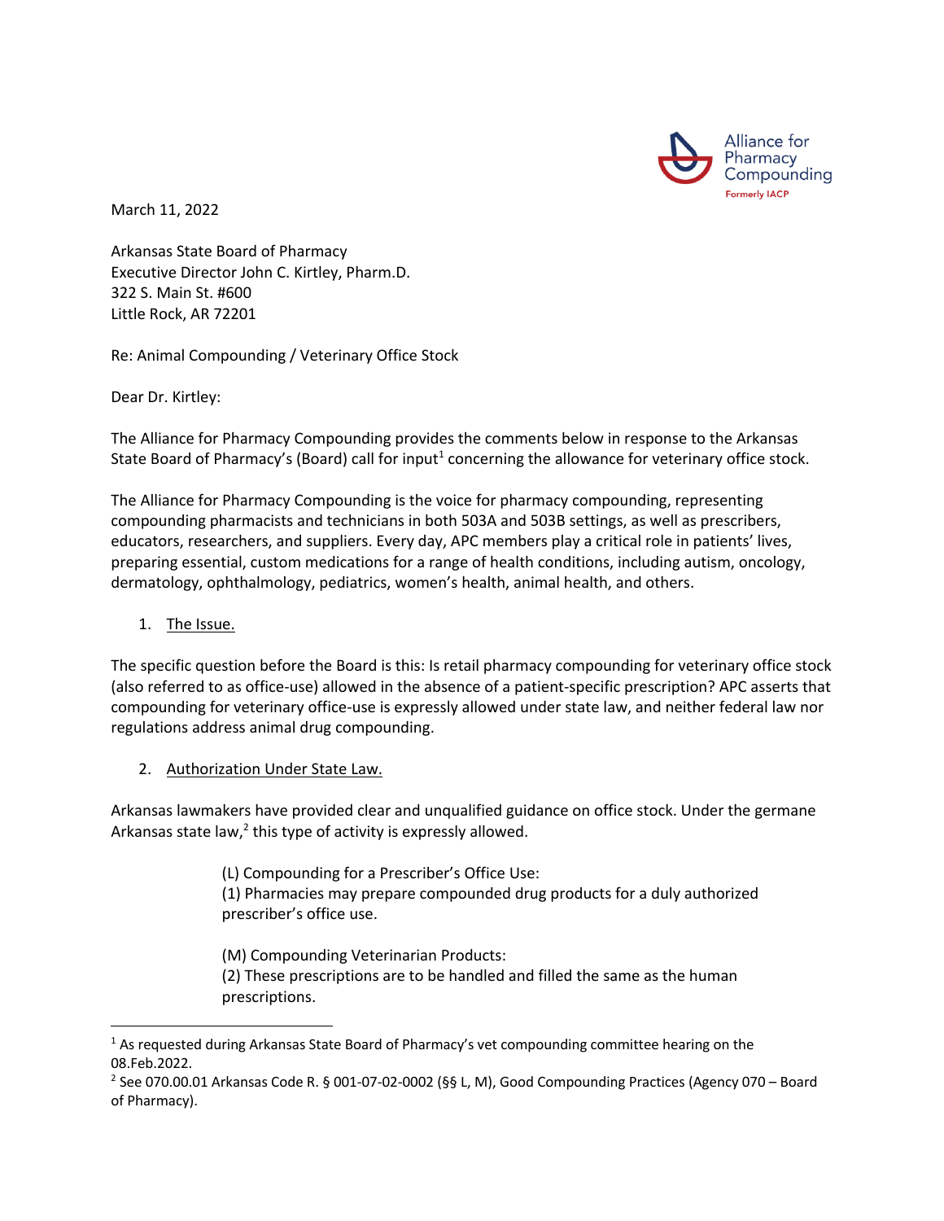Alliance for Pharmacy Compounding
Formerly IACP

March 11, 2022

Arkansas State Board of Pharmacy
Executive Director John C. Kirtley, Pharm.D.
322 S. Main St. #600
Little Rock, AR 72201

Re: Animal Compounding / Veterinary Office Stock

Dear Dr. Kirtley:

The Alliance for Pharmacy Compounding provides the comments below in response to the Arkansas State Board of Pharmacy's (Board) call for input[1] concerning the allowance for veterinary office stock.

The Alliance for Pharmacy Compounding is the voice for pharmacy compounding, representing compounding pharmacists and technicians in both 503A and 503B settings, as well as prescribers, educators, researchers, and suppliers. Every day, APC members play a critical role in patients' lives, preparing essential, custom medications for a range of health conditions, including autism, oncology, dermatology, ophthalmology, pediatrics, women's health, animal health, and others.

1. The Issue.

The specific question before the Board is this: Is retail pharmacy compounding for veterinary office stock (also referred to as office-use) allowed in the absence of a patient-specific prescription? APC asserts that compounding for veterinary office-use is expressly allowed under state law, and neither federal law nor regulations address animal drug compounding.

2. Authorization Under State Law.

Arkansas lawmakers have provided clear and unqualified guidance on office stock. Under the germane Arkansas state law,[2] this type of activity is expressly allowed.

> (L) Compounding for a Prescriber's Office Use:
> (1) Pharmacies may prepare compounded drug products for a duly authorized prescriber's office use.
>
> (M) Compounding Veterinarian Products:
> (2) These prescriptions are to be handled and filled the same as the human prescriptions.

---

[1] As requested during Arkansas State Board of Pharmacy's vet compounding committee hearing on the 08.Feb.2022.

[2] See 070.00.01 Arkansas Code R. § 001-07-02-0002 (§§ L, M), Good Compounding Practices (Agency 070 – Board of Pharmacy).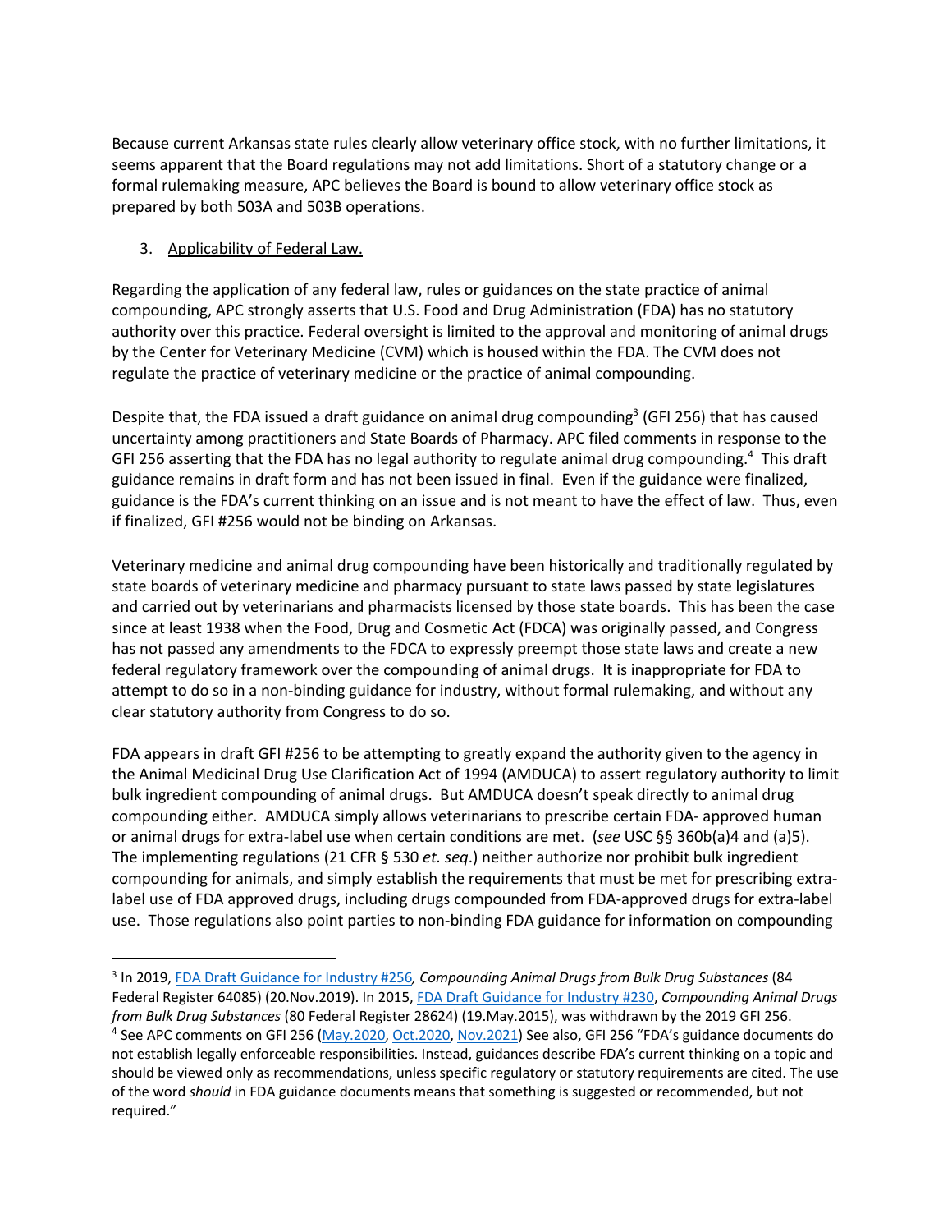Because current Arkansas state rules clearly allow veterinary office stock, with no further limitations, it seems apparent that the Board regulations may not add limitations. Short of a statutory change or a formal rulemaking measure, APC believes the Board is bound to allow veterinary office stock as prepared by both 503A and 503B operations.

3. Applicability of Federal Law.

Regarding the application of any federal law, rules or guidances on the state practice of animal compounding, APC strongly asserts that U.S. Food and Drug Administration (FDA) has no statutory authority over this practice. Federal oversight is limited to the approval and monitoring of animal drugs by the Center for Veterinary Medicine (CVM) which is housed within the FDA. The CVM does not regulate the practice of veterinary medicine or the practice of animal compounding.

Despite that, the FDA issued a draft guidance on animal drug compounding[3] (GFI 256) that has caused uncertainty among practitioners and State Boards of Pharmacy. APC filed comments in response to the GFI 256 asserting that the FDA has no legal authority to regulate animal drug compounding.[4] This draft guidance remains in draft form and has not been issued in final. Even if the guidance were finalized, guidance is the FDA's current thinking on an issue and is not meant to have the effect of law. Thus, even if finalized, GFI #256 would not be binding on Arkansas.

Veterinary medicine and animal drug compounding have been historically and traditionally regulated by state boards of veterinary medicine and pharmacy pursuant to state laws passed by state legislatures and carried out by veterinarians and pharmacists licensed by those state boards. This has been the case since at least 1938 when the Food, Drug and Cosmetic Act (FDCA) was originally passed, and Congress has not passed any amendments to the FDCA to expressly preempt those state laws and create a new federal regulatory framework over the compounding of animal drugs. It is inappropriate for FDA to attempt to do so in a non-binding guidance for industry, without formal rulemaking, and without any clear statutory authority from Congress to do so.

FDA appears in draft GFI #256 to be attempting to greatly expand the authority given to the agency in the Animal Medicinal Drug Use Clarification Act of 1994 (AMDUCA) to assert regulatory authority to limit bulk ingredient compounding of animal drugs. But AMDUCA doesn't speak directly to animal drug compounding either. AMDUCA simply allows veterinarians to prescribe certain FDA- approved human or animal drugs for extra-label use when certain conditions are met. (*see* USC §§ 360b(a)4 and (a)5). The implementing regulations (21 CFR § 530 *et. seq*.) neither authorize nor prohibit bulk ingredient compounding for animals, and simply establish the requirements that must be met for prescribing extra-label use of FDA approved drugs, including drugs compounded from FDA-approved drugs for extra-label use. Those regulations also point parties to non-binding FDA guidance for information on compounding

---

[3] In 2019, FDA Draft Guidance for Industry #256, *Compounding Animal Drugs from Bulk Drug Substances* (84 Federal Register 64085) (20.Nov.2019). In 2015, FDA Draft Guidance for Industry #230, *Compounding Animal Drugs from Bulk Drug Substances* (80 Federal Register 28624) (19.May.2015), was withdrawn by the 2019 GFI 256.

[4] See APC comments on GFI 256 (May.2020, Oct.2020, Nov.2021) See also, GFI 256 "FDA's guidance documents do not establish legally enforceable responsibilities. Instead, guidances describe FDA's current thinking on a topic and should be viewed only as recommendations, unless specific regulatory or statutory requirements are cited. The use of the word *should* in FDA guidance documents means that something is suggested or recommended, but not required."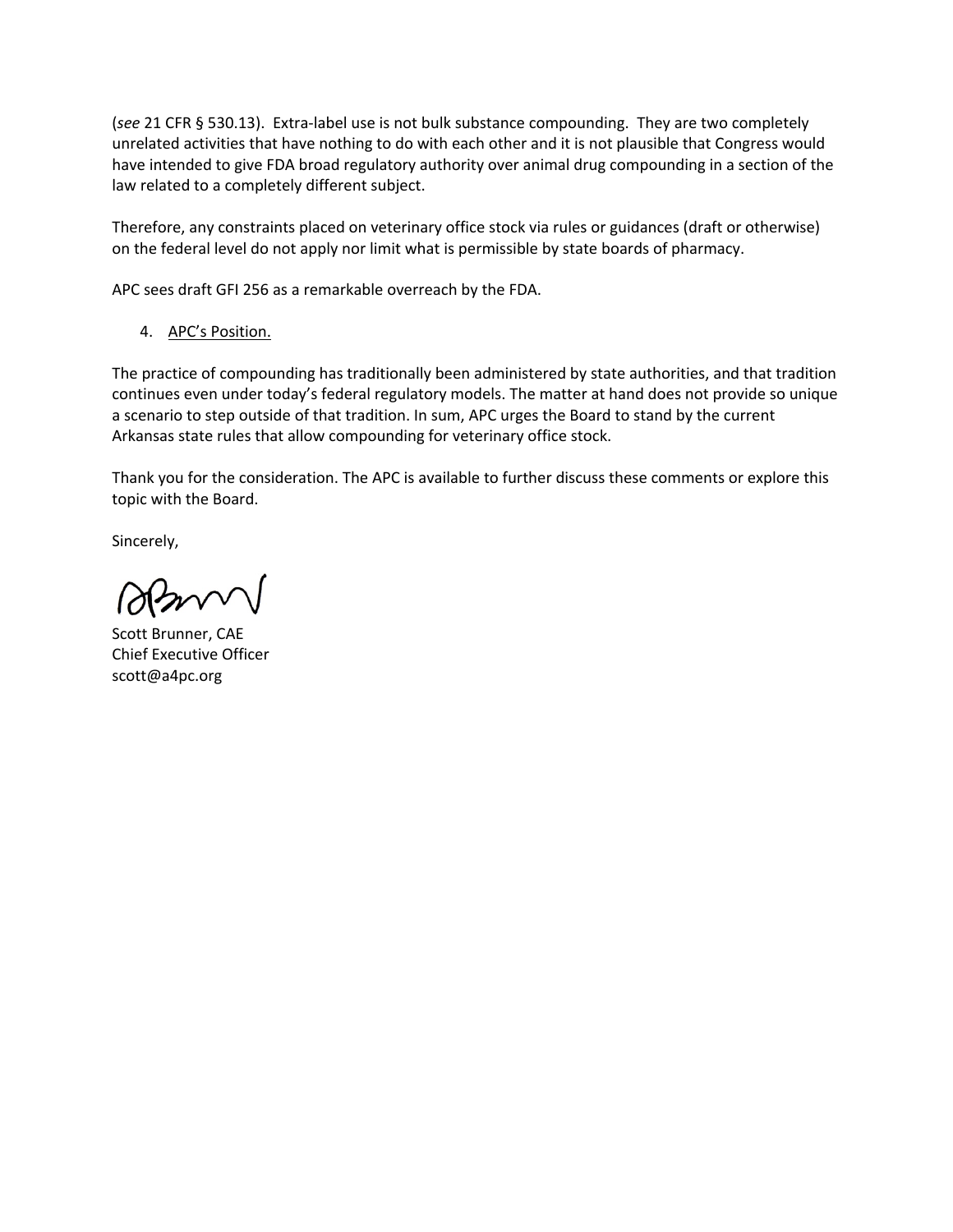(*see* 21 CFR § 530.13). Extra-label use is not bulk substance compounding. They are two completely unrelated activities that have nothing to do with each other and it is not plausible that Congress would have intended to give FDA broad regulatory authority over animal drug compounding in a section of the law related to a completely different subject.

Therefore, any constraints placed on veterinary office stock via rules or guidances (draft or otherwise) on the federal level do not apply nor limit what is permissible by state boards of pharmacy.

APC sees draft GFI 256 as a remarkable overreach by the FDA.

4. <u>APC's Position.</u>

The practice of compounding has traditionally been administered by state authorities, and that tradition continues even under today's federal regulatory models. The matter at hand does not provide so unique a scenario to step outside of that tradition. In sum, APC urges the Board to stand by the current Arkansas state rules that allow compounding for veterinary office stock.

Thank you for the consideration. The APC is available to further discuss these comments or explore this topic with the Board.

Sincerely,

Scott Brunner, CAE
Chief Executive Officer
scott@a4pc.org